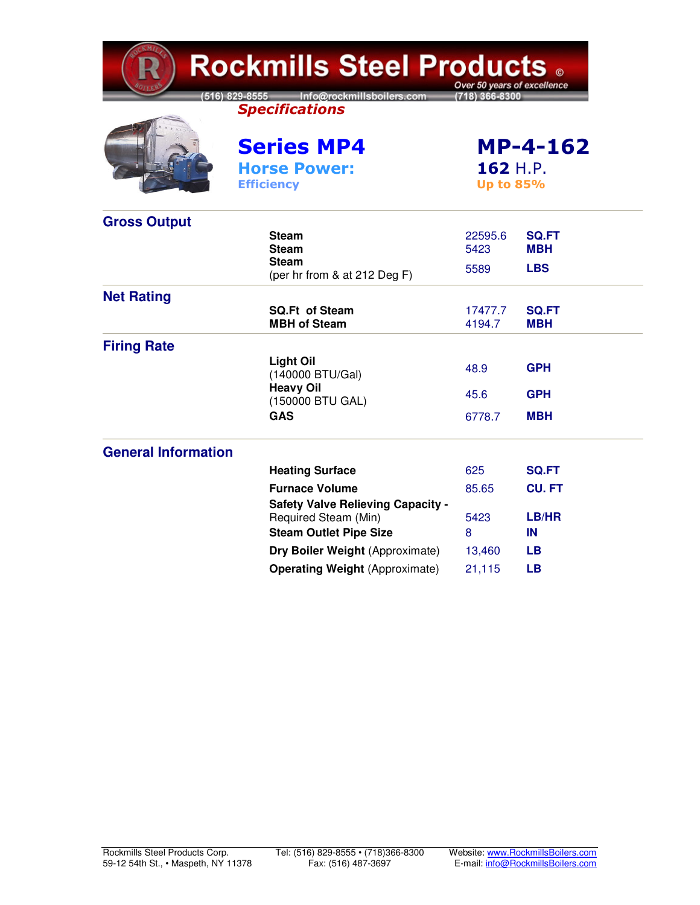# Rockmills Steel Products

*Over 50 years of excellence*

(516) 829-8555 Info@rockmillsboilers.com (718) 366-8300

## *Specifications*

## Series MP4 — MP-4-162

**Horse Power:** 162 H.P.

**Efficiency** Up to 85%

### Gross Output

| | | |
|---|---|---|
| **Steam** | 22595.6 | **SQ.FT** |
| **Steam** | 5423 | **MBH** |
| **Steam** (per hr from & at 212 Deg F) | 5589 | **LBS** |

### Net Rating

| | | |
|---|---|---|
| **SQ.Ft of Steam** | 17477.7 | **SQ.FT** |
| **MBH of Steam** | 4194.7 | **MBH** |

### Firing Rate

| | | |
|---|---|---|
| **Light Oil** (140000 BTU/Gal) | 48.9 | **GPH** |
| **Heavy Oil** (150000 BTU GAL) | 45.6 | **GPH** |
| **GAS** | 6778.7 | **MBH** |

### General Information

| | | |
|---|---|---|
| **Heating Surface** | 625 | **SQ.FT** |
| **Furnace Volume** | 85.65 | **CU. FT** |
| **Safety Valve Relieving Capacity -** Required Steam (Min) | 5423 | **LB/HR** |
| **Steam Outlet Pipe Size** | 8 | **IN** |
| **Dry Boiler Weight** (Approximate) | 13,460 | **LB** |
| **Operating Weight** (Approximate) | 21,115 | **LB** |

Rockmills Steel Products Corp.
59-12 54th St., • Maspeth, NY 11378

Tel: (516) 829-8555 • (718)366-8300
Fax: (516) 487-3697

Website: www.RockmillsBoilers.com
E-mail: info@RockmillsBoilers.com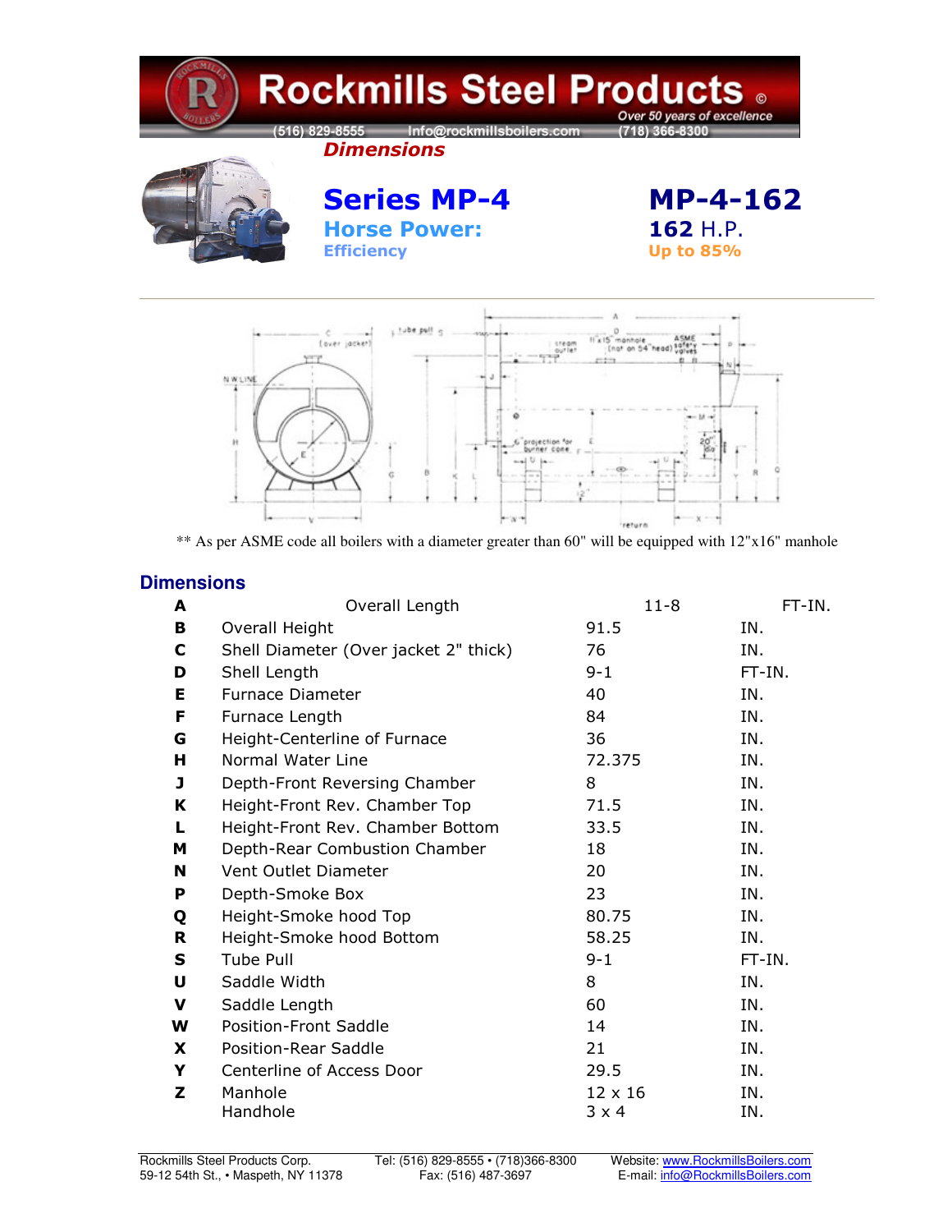# Rockmills Steel Products

Over 50 years of excellence

(516) 829-8555 Info@rockmillsboilers.com (718) 366-8300

***Dimensions***

## Series MP-4

**Horse Power:**

**Efficiency**

## MP-4-162

**162** H.P.

**Up to 85%**

** As per ASME code all boilers with a diameter greater than 60" will be equipped with 12"x16" manhole

### Dimensions

| | | | |
|---|---|---|---|
| **A** | Overall Length | 11-8 | FT-IN. |
| **B** | Overall Height | 91.5 | IN. |
| **C** | Shell Diameter (Over jacket 2" thick) | 76 | IN. |
| **D** | Shell Length | 9-1 | FT-IN. |
| **E** | Furnace Diameter | 40 | IN. |
| **F** | Furnace Length | 84 | IN. |
| **G** | Height-Centerline of Furnace | 36 | IN. |
| **H** | Normal Water Line | 72.375 | IN. |
| **J** | Depth-Front Reversing Chamber | 8 | IN. |
| **K** | Height-Front Rev. Chamber Top | 71.5 | IN. |
| **L** | Height-Front Rev. Chamber Bottom | 33.5 | IN. |
| **M** | Depth-Rear Combustion Chamber | 18 | IN. |
| **N** | Vent Outlet Diameter | 20 | IN. |
| **P** | Depth-Smoke Box | 23 | IN. |
| **Q** | Height-Smoke hood Top | 80.75 | IN. |
| **R** | Height-Smoke hood Bottom | 58.25 | IN. |
| **S** | Tube Pull | 9-1 | FT-IN. |
| **U** | Saddle Width | 8 | IN. |
| **V** | Saddle Length | 60 | IN. |
| **W** | Position-Front Saddle | 14 | IN. |
| **X** | Position-Rear Saddle | 21 | IN. |
| **Y** | Centerline of Access Door | 29.5 | IN. |
| **Z** | Manhole | 12 x 16 | IN. |
| | Handhole | 3 x 4 | IN. |

Rockmills Steel Products Corp.
59-12 54th St., • Maspeth, NY 11378

Tel: (516) 829-8555 • (718)366-8300
Fax: (516) 487-3697

Website: www.RockmillsBoilers.com
E-mail: info@RockmillsBoilers.com